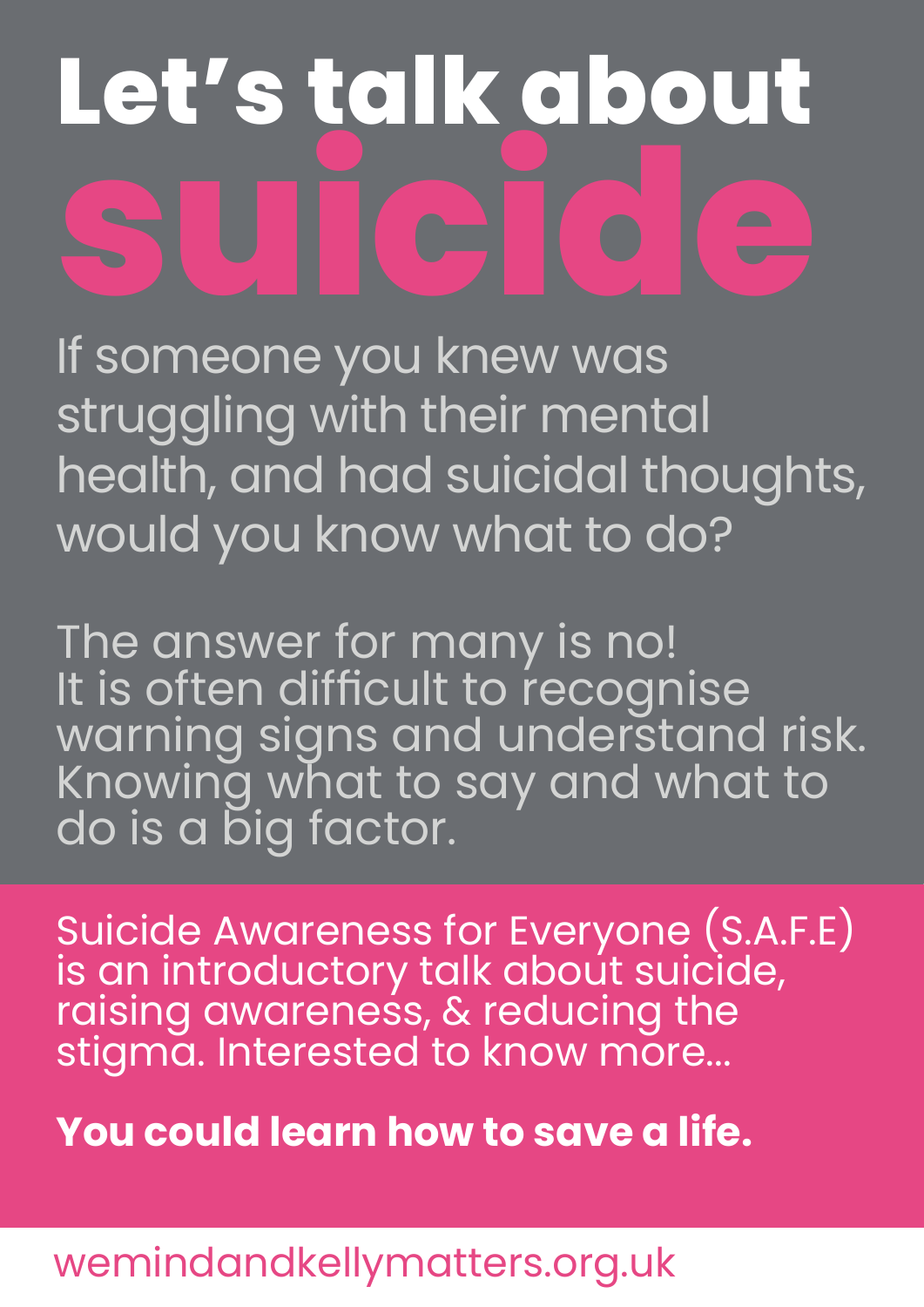# Let's talk about suicide

If someone you knew was struggling with their mental health, and had suicidal thoughts, would you know what to do?

The answer for many is no!
It is often difficult to recognise warning signs and understand risk. Knowing what to say and what to do is a big factor.

Suicide Awareness for Everyone (S.A.F.E) is an introductory talk about suicide, raising awareness, & reducing the stigma. Interested to know more...

**You could learn how to save a life.**

wemindandkellymatters.org.uk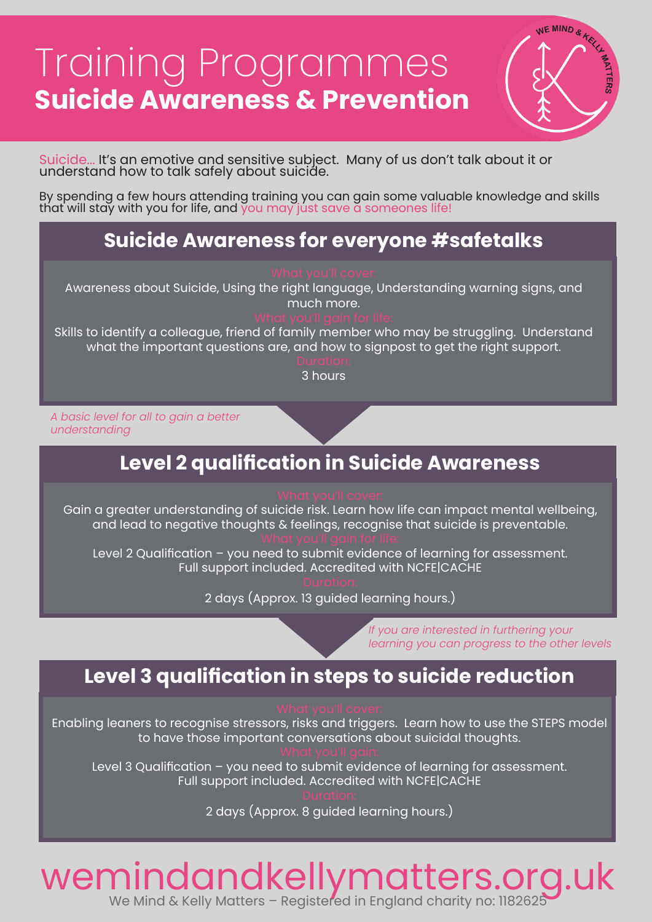# Training Programmes

## Suicide Awareness & Prevention

Suicide... It's an emotive and sensitive subject. Many of us don't talk about it or understand how to talk safely about suicide.

By spending a few hours attending training you can gain some valuable knowledge and skills that will stay with you for life, and you may just save a someones life!

## Suicide Awareness for everyone #safetalks

What you'll cover:

Awareness about Suicide, Using the right language, Understanding warning signs, and much more.

What you'll gain for life:

Skills to identify a colleague, friend of family member who may be struggling. Understand what the important questions are, and how to signpost to get the right support.

Duration:

3 hours

*A basic level for all to gain a better understanding*

## Level 2 qualification in Suicide Awareness

What you'll cover:

Gain a greater understanding of suicide risk. Learn how life can impact mental wellbeing, and lead to negative thoughts & feelings, recognise that suicide is preventable.

What you'll gain for life:

Level 2 Qualification – you need to submit evidence of learning for assessment. Full support included. Accredited with NCFE|CACHE

Duration:

2 days (Approx. 13 guided learning hours.)

*If you are interested in furthering your learning you can progress to the other levels*

## Level 3 qualification in steps to suicide reduction

What you'll cover:

Enabling leaners to recognise stressors, risks and triggers. Learn how to use the STEPS model to have those important conversations about suicidal thoughts.

What you'll gain:

Level 3 Qualification – you need to submit evidence of learning for assessment. Full support included. Accredited with NCFE|CACHE

Duration:

2 days (Approx. 8 guided learning hours.)

wemindandkellymatters.org.uk

We Mind & Kelly Matters – Registered in England charity no: 1182625